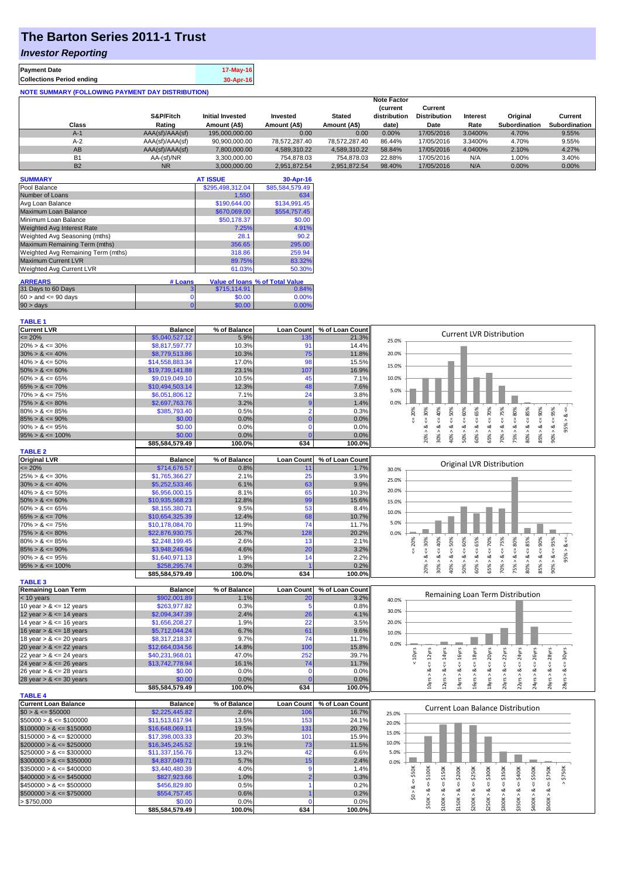# The Barton Series 2011-1 Trust

## *Investor Reporting*

| Payment Date | 17-May-16 |
|---|---|
| Collections Period ending | 30-Apr-16 |

**NOTE SUMMARY (FOLLOWING PAYMENT DAY DISTRIBUTION)**

| Class | S&P/Fitch Rating | Initial Invested Amount (A$) | Invested Amount (A$) | Stated Amount (A$) | Note Factor (current distribution date) | Current Distribution Date | Interest Rate | Original Subordination | Current Subordination |
|---|---|---|---|---|---|---|---|---|---|
| A-1 | AAA(sf)/AAA(sf) | 195,000,000.00 | 0.00 | 0.00 | 0.00% | 17/05/2016 | 3.0400% | 4.70% | 9.55% |
| A-2 | AAA(sf)/AAA(sf) | 90,900,000.00 | 78,572,287.40 | 78,572,287.40 | 86.44% | 17/05/2016 | 3.3400% | 4.70% | 9.55% |
| AB | AAA(sf)/AAA(sf) | 7,800,000.00 | 4,589,310.22 | 4,589,310.22 | 58.84% | 17/05/2016 | 4.0400% | 2.10% | 4.27% |
| B1 | AA-(sf)/NR | 3,300,000.00 | 754,878.03 | 754,878.03 | 22.88% | 17/05/2016 | N/A | 1.00% | 3.40% |
| B2 | NR | 3,000,000.00 | 2,951,872.54 | 2,951,872.54 | 98.40% | 17/05/2016 | N/A | 0.00% | 0.00% |

| SUMMARY | AT ISSUE | 30-Apr-16 |
|---|---|---|
| Pool Balance | $295,498,312.04 | $85,584,579.49 |
| Number of Loans | 1,550 | 634 |
| Avg Loan Balance | $190,644.00 | $134,991.45 |
| Maximum Loan Balance | $670,069.00 | $554,757.45 |
| Minimum Loan Balance | $50,178.37 | $0.00 |
| Weighted Avg Interest Rate | 7.25% | 4.91% |
| Weighted Avg Seasoning (mths) | 28.1 | 90.2 |
| Maximum Remaining Term (mths) | 356.65 | 295.00 |
| Weighted Avg Remaining Term (mths) | 318.86 | 259.94 |
| Maximum Current LVR | 89.75% | 83.32% |
| Weighted Avg Current LVR | 61.03% | 50.30% |

| ARREARS | # Loans | Value of loans | % of Total Value |
|---|---|---|---|
| 31 Days to 60 Days | 3 | $715,114.91 | 0.84% |
| $60 >$ and $<= 90$ days | 0 | $0.00 | 0.00% |
| 90 > days | 0 | $0.00 | 0.00% |

**TABLE 1**

| Current LVR | Balance | % of Balance | Loan Count | % of Loan Count |
|---|---|---|---|---|
| <= 20% | $5,040,527.12 | 5.9% | 135 | 21.3% |
| 20% > & <= 30% | $8,817,597.77 | 10.3% | 91 | 14.4% |
| 30% > & <= 40% | $8,779,513.86 | 10.3% | 75 | 11.8% |
| 40% > & <= 50% | $14,558,883.34 | 17.0% | 98 | 15.5% |
| 50% > & <= 60% | $19,739,141.88 | 23.1% | 107 | 16.9% |
| 60% > & <= 65% | $9,019,049.10 | 10.5% | 45 | 7.1% |
| 65% > & <= 70% | $10,494,503.14 | 12.3% | 48 | 7.6% |
| 70% > & <= 75% | $6,051,806.12 | 7.1% | 24 | 3.8% |
| 75% > & <= 80% | $2,697,763.76 | 3.2% | 9 | 1.4% |
| 80% > & <= 85% | $385,793.40 | 0.5% | 2 | 0.3% |
| 85% > & <= 90% | $0.00 | 0.0% | 0 | 0.0% |
| 90% > & <= 95% | $0.00 | 0.0% | 0 | 0.0% |
| 95% > & <= 100% | $0.00 | 0.0% | 0 | 0.0% |
| | $85,584,579.49 | 100.0% | 634 | 100.0% |

**TABLE 2**

| Original LVR | Balance | % of Balance | Loan Count | % of Loan Count |
|---|---|---|---|---|
| <= 20% | $714,676.57 | 0.8% | 11 | 1.7% |
| 25% > & <= 30% | $1,765,366.27 | 2.1% | 25 | 3.9% |
| 30% > & <= 40% | $5,252,533.46 | 6.1% | 63 | 9.9% |
| 40% > & <= 50% | $6,956,000.15 | 8.1% | 65 | 10.3% |
| 50% > & <= 60% | $10,935,568.23 | 12.8% | 99 | 15.6% |
| 60% > & <= 65% | $8,155,380.71 | 9.5% | 53 | 8.4% |
| 65% > & <= 70% | $10,654,325.39 | 12.4% | 68 | 10.7% |
| 70% > & <= 75% | $10,178,084.70 | 11.9% | 74 | 11.7% |
| 75% > & <= 80% | $22,876,930.75 | 26.7% | 128 | 20.2% |
| 80% > & <= 85% | $2,248,199.45 | 2.6% | 13 | 2.1% |
| 85% > & <= 90% | $3,948,246.94 | 4.6% | 20 | 3.2% |
| 90% > & <= 95% | $1,640,971.13 | 1.9% | 14 | 2.2% |
| 95% > & <= 100% | $258,295.74 | 0.3% | 1 | 0.2% |
| | $85,584,579.49 | 100.0% | 634 | 100.0% |

**TABLE 3**

| Remaining Loan Term | Balance | % of Balance | Loan Count | % of Loan Count |
|---|---|---|---|---|
| < 10 years | $902,001.89 | 1.1% | 20 | 3.2% |
| 10 year > & <= 12 years | $263,977.82 | 0.3% | 5 | 0.8% |
| 12 year > & <= 14 years | $2,094,347.39 | 2.4% | 26 | 4.1% |
| 14 year > & <= 16 years | $1,656,208.27 | 1.9% | 22 | 3.5% |
| 16 year > & <= 18 years | $5,712,044.24 | 6.7% | 61 | 9.6% |
| 18 year > & <= 20 years | $8,317,218.37 | 9.7% | 74 | 11.7% |
| 20 year > & <= 22 years | $12,664,034.56 | 14.8% | 100 | 15.8% |
| 22 year > & <= 24 years | $40,231,968.01 | 47.0% | 252 | 39.7% |
| 24 year > & <= 26 years | $13,742,778.94 | 16.1% | 74 | 11.7% |
| 26 year > & <= 28 years | $0.00 | 0.0% | 0 | 0.0% |
| 28 year > & <= 30 years | $0.00 | 0.0% | 0 | 0.0% |
| | $85,584,579.49 | 100.0% | 634 | 100.0% |

**TABLE 4**

| Current Loan Balance | Balance | % of Balance | Loan Count | % of Loan Count |
|---|---|---|---|---|
| $0 > & <= $50000 | $2,225,445.82 | 2.6% | 106 | 16.7% |
| $50000 > & <= $100000 | $11,513,617.94 | 13.5% | 153 | 24.1% |
| $100000 > & <= $150000 | $16,648,069.11 | 19.5% | 131 | 20.7% |
| $150000 > & <= $200000 | $17,398,003.33 | 20.3% | 101 | 15.9% |
| $200000 > & <= $250000 | $16,345,245.52 | 19.1% | 73 | 11.5% |
| $250000 > & <= $300000 | $11,337,156.76 | 13.2% | 42 | 6.6% |
| $300000 > & <= $350000 | $4,837,049.71 | 5.7% | 15 | 2.4% |
| $350000 > & <= $400000 | $3,440,480.39 | 4.0% | 9 | 1.4% |
| $400000 > & <= $450000 | $827,923.66 | 1.0% | 2 | 0.3% |
| $450000 > & <= $500000 | $456,829.80 | 0.5% | 1 | 0.2% |
| $500000 > & <= $750000 | $554,757.45 | 0.6% | 1 | 0.2% |
| > $750,000 | $0.00 | 0.0% | 0 | 0.0% |
| | $85,584,579.49 | 100.0% | 634 | 100.0% |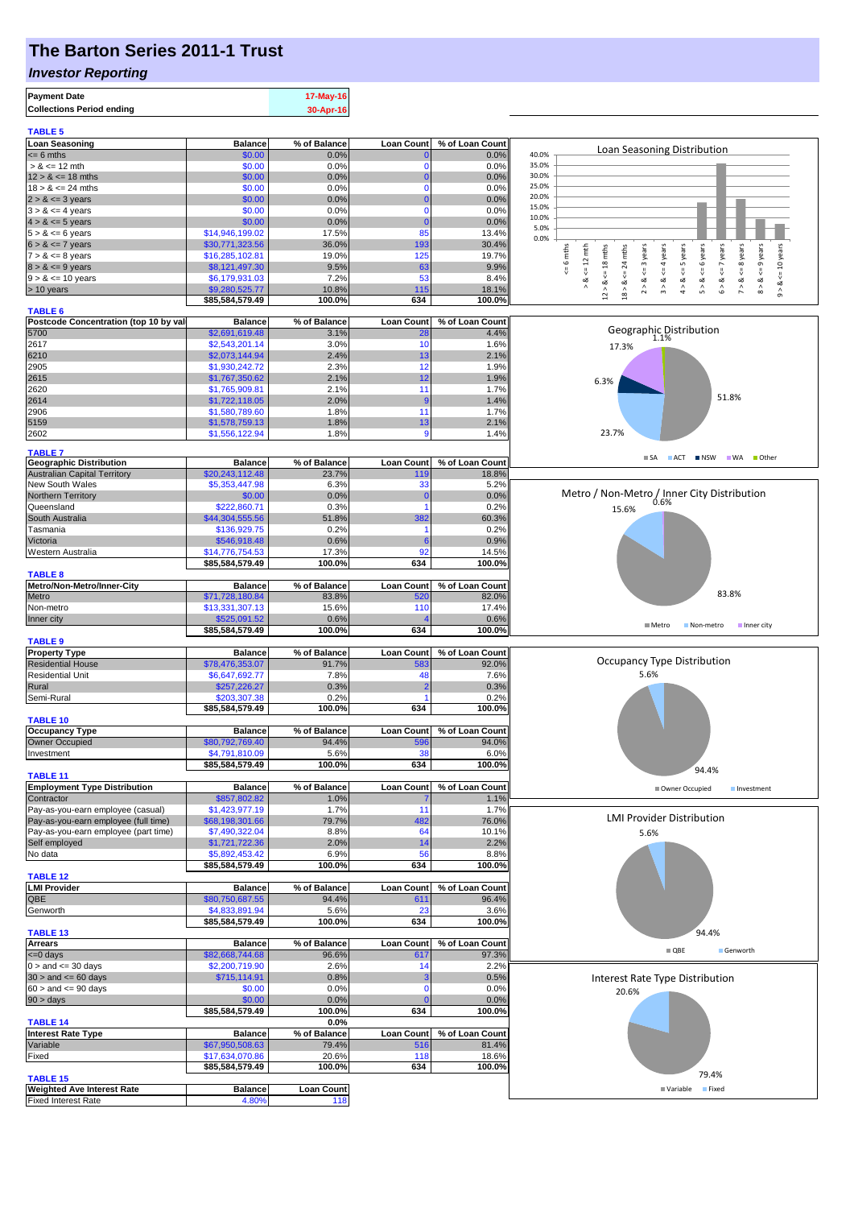# The Barton Series 2011-1 Trust

## *Investor Reporting*

| | |
|---|---|
| **Payment Date** | 17-May-16 |
| **Collections Period ending** | 30-Apr-16 |

**TABLE 5**

| Loan Seasoning | Balance | % of Balance | Loan Count | % of Loan Count |
|---|---|---|---|---|
| <= 6 mths | $0.00 | 0.0% | 0 | 0.0% |
| > & <= 12 mth | $0.00 | 0.0% | 0 | 0.0% |
| 12 > & <= 18 mths | $0.00 | 0.0% | 0 | 0.0% |
| 18 > & <= 24 mths | $0.00 | 0.0% | 0 | 0.0% |
| 2 > & <= 3 years | $0.00 | 0.0% | 0 | 0.0% |
| 3 > & <= 4 years | $0.00 | 0.0% | 0 | 0.0% |
| 4 > & <= 5 years | $0.00 | 0.0% | 0 | 0.0% |
| 5 > & <= 6 years | $14,946,199.02 | 17.5% | 85 | 13.4% |
| 6 > & <= 7 years | $30,771,323.56 | 36.0% | 193 | 30.4% |
| 7 > & <= 8 years | $16,285,102.81 | 19.0% | 125 | 19.7% |
| 8 > & <= 9 years | $8,121,497.30 | 9.5% | 63 | 9.9% |
| 9 > & <= 10 years | $6,179,931.03 | 7.2% | 53 | 8.4% |
| > 10 years | $9,280,525.77 | 10.8% | 115 | 18.1% |
| | $85,584,579.49 | 100.0% | 634 | 100.0% |

Loan Seasoning Distribution

40.0% 35.0% 30.0% 25.0% 20.0% 15.0% 10.0% 5.0% 0.0%

<= 6 mths, > & <= 12 mth, 12 > & <= 18 mths, 18 > & <= 24 mths, 2 > & <= 3 years, 3 > & <= 4 years, 4 > & <= 5 years, 5 > & <= 6 years, 6 > & <= 7 years, 7 > & <= 8 years, 8 > & <= 9 years, 9 > & <= 10 years

**TABLE 6**

| Postcode Concentration (top 10 by value) | Balance | % of Balance | Loan Count | % of Loan Count |
|---|---|---|---|---|
| 5700 | $2,691,619.48 | 3.1% | 28 | 4.4% |
| 2617 | $2,543,201.14 | 3.0% | 10 | 1.6% |
| 6210 | $2,073,144.94 | 2.4% | 13 | 2.1% |
| 2905 | $1,930,242.72 | 2.3% | 12 | 1.9% |
| 2615 | $1,767,350.62 | 2.1% | 12 | 1.9% |
| 2620 | $1,765,909.81 | 2.1% | 11 | 1.7% |
| 2614 | $1,722,118.05 | 2.0% | 9 | 1.4% |
| 2906 | $1,580,789.60 | 1.8% | 11 | 1.7% |
| 5159 | $1,578,759.13 | 1.8% | 13 | 2.1% |
| 2602 | $1,556,122.94 | 1.8% | 9 | 1.4% |

Geographic Distribution

1.1%
17.3%
6.3%
51.8%
23.7%

SA ACT NSW WA Other

**TABLE 7**

| Geographic Distribution | Balance | % of Balance | Loan Count | % of Loan Count |
|---|---|---|---|---|
| Australian Capital Territory | $20,243,112.48 | 23.7% | 119 | 18.8% |
| New South Wales | $5,353,447.98 | 6.3% | 33 | 5.2% |
| Northern Territory | $0.00 | 0.0% | 0 | 0.0% |
| Queensland | $222,860.71 | 0.3% | 1 | 0.2% |
| South Australia | $44,304,555.56 | 51.8% | 382 | 60.3% |
| Tasmania | $136,929.75 | 0.2% | 1 | 0.2% |
| Victoria | $546,918.48 | 0.6% | 6 | 0.9% |
| Western Australia | $14,776,754.53 | 17.3% | 92 | 14.5% |
| | $85,584,579.49 | 100.0% | 634 | 100.0% |

Metro / Non-Metro / Inner City Distribution

0.6%
15.6%
83.8%

Metro Non-metro Inner city

**TABLE 8**

| Metro/Non-Metro/Inner-City | Balance | % of Balance | Loan Count | % of Loan Count |
|---|---|---|---|---|
| Metro | $71,728,180.84 | 83.8% | 520 | 82.0% |
| Non-metro | $13,331,307.13 | 15.6% | 110 | 17.4% |
| Inner city | $525,091.52 | 0.6% | 4 | 0.6% |
| | $85,584,579.49 | 100.0% | 634 | 100.0% |

**TABLE 9**

| Property Type | Balance | % of Balance | Loan Count | % of Loan Count |
|---|---|---|---|---|
| Residential House | $78,476,353.07 | 91.7% | 583 | 92.0% |
| Residential Unit | $6,647,692.77 | 7.8% | 48 | 7.6% |
| Rural | $257,226.27 | 0.3% | 2 | 0.3% |
| Semi-Rural | $203,307.38 | 0.2% | 1 | 0.2% |
| | $85,584,579.49 | 100.0% | 634 | 100.0% |

Occupancy Type Distribution

5.6%
94.4%

Owner Occupied Investment

**TABLE 10**

| Occupancy Type | Balance | % of Balance | Loan Count | % of Loan Count |
|---|---|---|---|---|
| Owner Occupied | $80,792,769.40 | 94.4% | 596 | 94.0% |
| Investment | $4,791,810.09 | 5.6% | 38 | 6.0% |
| | $85,584,579.49 | 100.0% | 634 | 100.0% |

**TABLE 11**

| Employment Type Distribution | Balance | % of Balance | Loan Count | % of Loan Count |
|---|---|---|---|---|
| Contractor | $857,802.82 | 1.0% | 7 | 1.1% |
| Pay-as-you-earn employee (casual) | $1,423,977.19 | 1.7% | 11 | 1.7% |
| Pay-as-you-earn employee (full time) | $68,198,301.66 | 79.7% | 482 | 76.0% |
| Pay-as-you-earn employee (part time) | $7,490,322.04 | 8.8% | 64 | 10.1% |
| Self employed | $1,721,722.36 | 2.0% | 14 | 2.2% |
| No data | $5,892,453.42 | 6.9% | 56 | 8.8% |
| | $85,584,579.49 | 100.0% | 634 | 100.0% |

LMI Provider Distribution

5.6%
94.4%

QBE Genworth

**TABLE 12**

| LMI Provider | Balance | % of Balance | Loan Count | % of Loan Count |
|---|---|---|---|---|
| QBE | $80,750,687.55 | 94.4% | 611 | 96.4% |
| Genworth | $4,833,891.94 | 5.6% | 23 | 3.6% |
| | $85,584,579.49 | 100.0% | 634 | 100.0% |

**TABLE 13**

| Arrears | Balance | % of Balance | Loan Count | % of Loan Count |
|---|---|---|---|---|
| <=0 days | $82,668,744.68 | 96.6% | 617 | 97.3% |
| 0 > and <= 30 days | $2,200,719.90 | 2.6% | 14 | 2.2% |
| 30 > and <= 60 days | $715,114.91 | 0.8% | 3 | 0.5% |
| 60 > and <= 90 days | $0.00 | 0.0% | 0 | 0.0% |
| 90 > days | $0.00 | 0.0% | 0 | 0.0% |
| | $85,584,579.49 | 100.0% | 634 | 100.0% |
| | | 0.0% | | |

Interest Rate Type Distribution

20.6%
79.4%

Variable Fixed

**TABLE 14**

| Interest Rate Type | Balance | % of Balance | Loan Count | % of Loan Count |
|---|---|---|---|---|
| Variable | $67,950,508.63 | 79.4% | 516 | 81.4% |
| Fixed | $17,634,070.86 | 20.6% | 118 | 18.6% |
| | $85,584,579.49 | 100.0% | 634 | 100.0% |

**TABLE 15**

| Weighted Ave Interest Rate | Balance | Loan Count |
|---|---|---|
| Fixed Interest Rate | 4.80% | 118 |